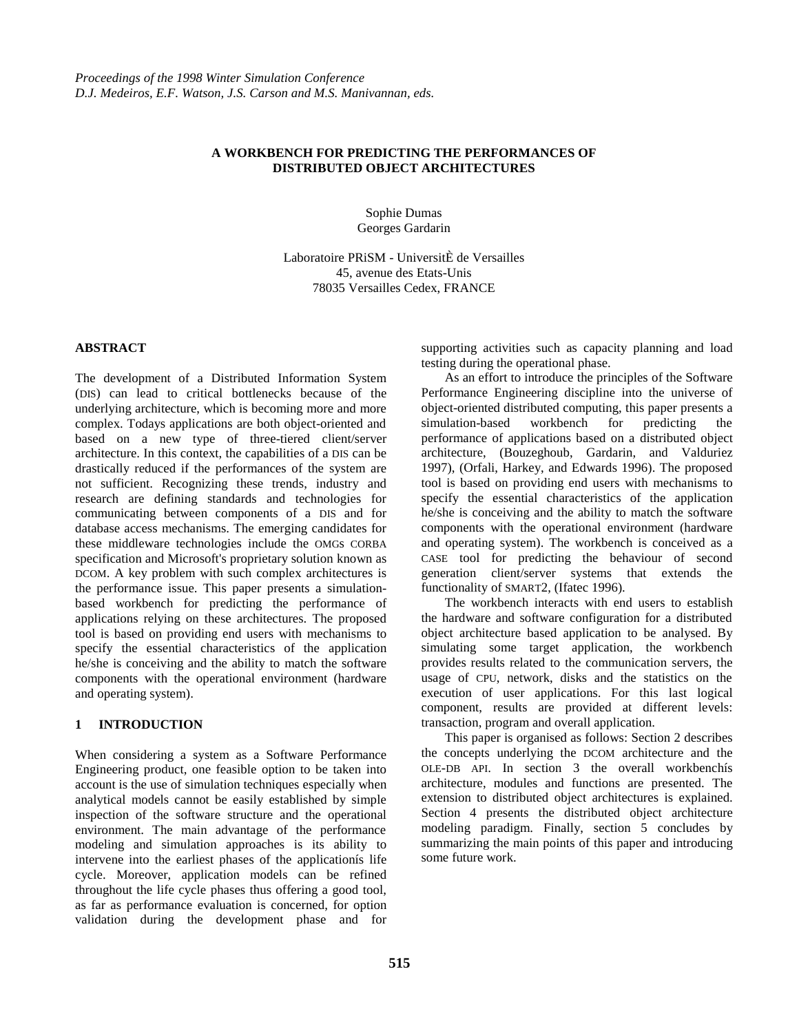*Proceedings of the 1998 Winter Simulation Conference*
*D.J. Medeiros, E.F. Watson, J.S. Carson and M.S. Manivannan, eds.*

# A WORKBENCH FOR PREDICTING THE PERFORMANCES OF DISTRIBUTED OBJECT ARCHITECTURES

Sophie Dumas
Georges Gardarin

Laboratoire PRiSM - UniversitÈ de Versailles
45, avenue des Etats-Unis
78035 Versailles Cedex, FRANCE

## ABSTRACT

The development of a Distributed Information System (DIS) can lead to critical bottlenecks because of the underlying architecture, which is becoming more and more complex. Todays applications are both object-oriented and based on a new type of three-tiered client/server architecture. In this context, the capabilities of a DIS can be drastically reduced if the performances of the system are not sufficient. Recognizing these trends, industry and research are defining standards and technologies for communicating between components of a DIS and for database access mechanisms. The emerging candidates for these middleware technologies include the OMGs CORBA specification and Microsoft's proprietary solution known as DCOM. A key problem with such complex architectures is the performance issue. This paper presents a simulation-based workbench for predicting the performance of applications relying on these architectures. The proposed tool is based on providing end users with mechanisms to specify the essential characteristics of the application he/she is conceiving and the ability to match the software components with the operational environment (hardware and operating system).

## 1 INTRODUCTION

When considering a system as a Software Performance Engineering product, one feasible option to be taken into account is the use of simulation techniques especially when analytical models cannot be easily established by simple inspection of the software structure and the operational environment. The main advantage of the performance modeling and simulation approaches is its ability to intervene into the earliest phases of the applicationís life cycle. Moreover, application models can be refined throughout the life cycle phases thus offering a good tool, as far as performance evaluation is concerned, for option validation during the development phase and for supporting activities such as capacity planning and load testing during the operational phase.

As an effort to introduce the principles of the Software Performance Engineering discipline into the universe of object-oriented distributed computing, this paper presents a simulation-based workbench for predicting the performance of applications based on a distributed object architecture, (Bouzeghoub, Gardarin, and Valduriez 1997), (Orfali, Harkey, and Edwards 1996). The proposed tool is based on providing end users with mechanisms to specify the essential characteristics of the application he/she is conceiving and the ability to match the software components with the operational environment (hardware and operating system). The workbench is conceived as a CASE tool for predicting the behaviour of second generation client/server systems that extends the functionality of SMART2, (Ifatec 1996).

The workbench interacts with end users to establish the hardware and software configuration for a distributed object architecture based application to be analysed. By simulating some target application, the workbench provides results related to the communication servers, the usage of CPU, network, disks and the statistics on the execution of user applications. For this last logical component, results are provided at different levels: transaction, program and overall application.

This paper is organised as follows: Section 2 describes the concepts underlying the DCOM architecture and the OLE-DB API. In section 3 the overall workbenchís architecture, modules and functions are presented. The extension to distributed object architectures is explained. Section 4 presents the distributed object architecture modeling paradigm. Finally, section 5 concludes by summarizing the main points of this paper and introducing some future work.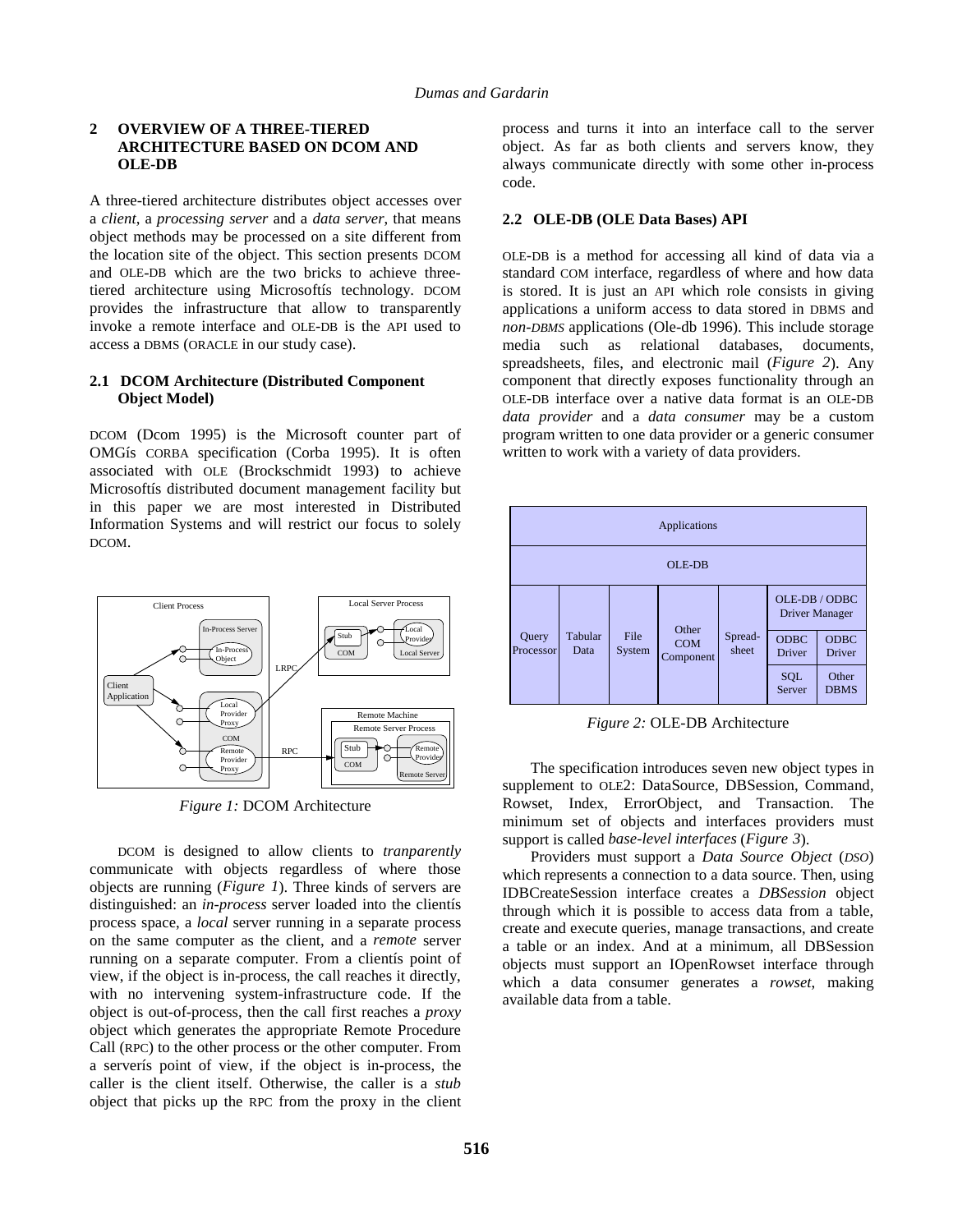## 2 OVERVIEW OF A THREE-TIERED ARCHITECTURE BASED ON DCOM AND OLE-DB

A three-tiered architecture distributes object accesses over a *client*, a *processing server* and a *data server*, that means object methods may be processed on a site different from the location site of the object. This section presents DCOM and OLE-DB which are the two bricks to achieve three-tiered architecture using Microsoftís technology. DCOM provides the infrastructure that allow to transparently invoke a remote interface and OLE-DB is the API used to access a DBMS (ORACLE in our study case).

### 2.1 DCOM Architecture (Distributed Component Object Model)

DCOM (Dcom 1995) is the Microsoft counter part of OMGís CORBA specification (Corba 1995). It is often associated with OLE (Brockschmidt 1993) to achieve Microsoftís distributed document management facility but in this paper we are most interested in Distributed Information Systems and will restrict our focus to solely DCOM.

*Figure 1:* DCOM Architecture

DCOM is designed to allow clients to *tranparently* communicate with objects regardless of where those objects are running (*Figure 1*). Three kinds of servers are distinguished: an *in-process* server loaded into the clientís process space, a *local* server running in a separate process on the same computer as the client, and a *remote* server running on a separate computer. From a clientís point of view, if the object is in-process, the call reaches it directly, with no intervening system-infrastructure code. If the object is out-of-process, then the call first reaches a *proxy* object which generates the appropriate Remote Procedure Call (RPC) to the other process or the other computer. From a serverís point of view, if the object is in-process, the caller is the client itself. Otherwise, the caller is a *stub* object that picks up the RPC from the proxy in the client process and turns it into an interface call to the server object. As far as both clients and servers know, they always communicate directly with some other in-process code.

### 2.2 OLE-DB (OLE Data Bases) API

OLE-DB is a method for accessing all kind of data via a standard COM interface, regardless of where and how data is stored. It is just an API which role consists in giving applications a uniform access to data stored in DBMS and *non-DBMS* applications (Ole-db 1996). This include storage media such as relational databases, documents, spreadsheets, files, and electronic mail (*Figure 2*). Any component that directly exposes functionality through an OLE-DB interface over a native data format is an OLE-DB *data provider* and a *data consumer* may be a custom program written to one data provider or a generic consumer written to work with a variety of data providers.

| Applications | | | | | | |
|---|---|---|---|---|---|---|
| OLE-DB | | | | | | |
| Query Processor | Tabular Data | File System | Other COM Component | Spread-sheet | OLE-DB / ODBC Driver Manager | |
| | | | | | ODBC Driver | ODBC Driver |
| | | | | | SQL Server | Other DBMS |

*Figure 2:* OLE-DB Architecture

The specification introduces seven new object types in supplement to OLE2: DataSource, DBSession, Command, Rowset, Index, ErrorObject, and Transaction. The minimum set of objects and interfaces providers must support is called *base-level interfaces* (*Figure 3*).

Providers must support a *Data Source Object* (*DSO*) which represents a connection to a data source. Then, using IDBCreateSession interface creates a *DBSession* object through which it is possible to access data from a table, create and execute queries, manage transactions, and create a table or an index. And at a minimum, all DBSession objects must support an IOpenRowset interface through which a data consumer generates a *rowset*, making available data from a table.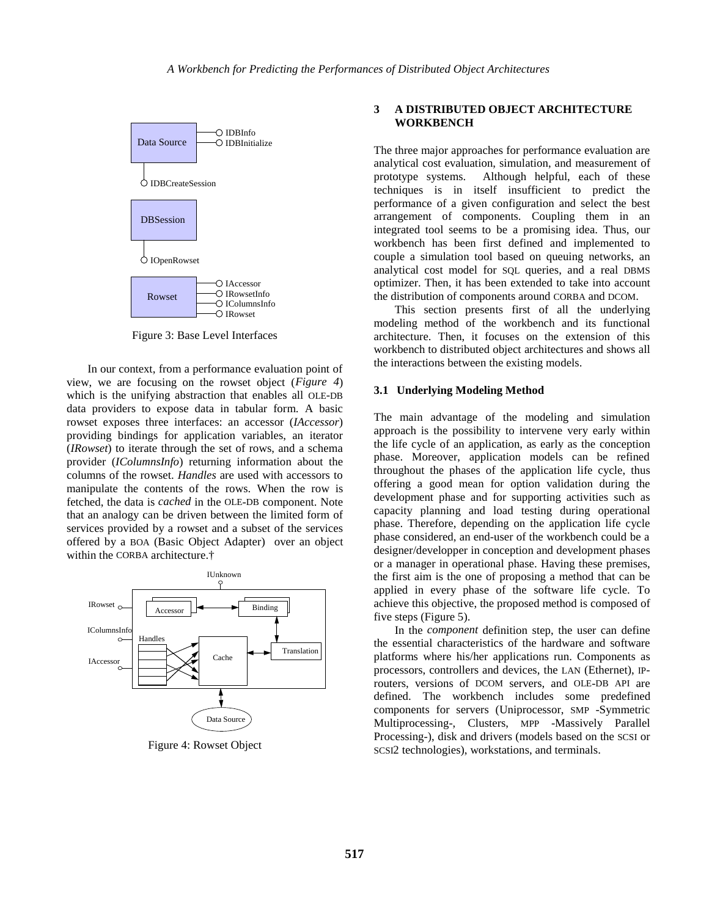IDBInfo
IDBInitialize
Data Source
IDBCreateSession
DBSession
IOpenRowset
Rowset
IAccessor
IRowsetInfo
IColumnsInfo
IRowset

Figure 3: Base Level Interfaces

In our context, from a performance evaluation point of view, we are focusing on the rowset object (*Figure 4*) which is the unifying abstraction that enables all OLE-DB data providers to expose data in tabular form. A basic rowset exposes three interfaces: an accessor (*IAccessor*) providing bindings for application variables, an iterator (*IRowset*) to iterate through the set of rows, and a schema provider (*IColumnsInfo*) returning information about the columns of the rowset. *Handles* are used with accessors to manipulate the contents of the rows. When the row is fetched, the data is *cached* in the OLE-DB component. Note that an analogy can be driven between the limited form of services provided by a rowset and a subset of the services offered by a BOA (Basic Object Adapter) over an object within the CORBA architecture.†

IUnknown
IRowset
IColumnsInfo
IAccessor
Accessor
Binding
Handles
Cache
Translation
Data Source

Figure 4: Rowset Object

## 3 A DISTRIBUTED OBJECT ARCHITECTURE WORKBENCH

The three major approaches for performance evaluation are analytical cost evaluation, simulation, and measurement of prototype systems. Although helpful, each of these techniques is in itself insufficient to predict the performance of a given configuration and select the best arrangement of components. Coupling them in an integrated tool seems to be a promising idea. Thus, our workbench has been first defined and implemented to couple a simulation tool based on queuing networks, an analytical cost model for SQL queries, and a real DBMS optimizer. Then, it has been extended to take into account the distribution of components around CORBA and DCOM.

This section presents first of all the underlying modeling method of the workbench and its functional architecture. Then, it focuses on the extension of this workbench to distributed object architectures and shows all the interactions between the existing models.

### 3.1 Underlying Modeling Method

The main advantage of the modeling and simulation approach is the possibility to intervene very early within the life cycle of an application, as early as the conception phase. Moreover, application models can be refined throughout the phases of the application life cycle, thus offering a good mean for option validation during the development phase and for supporting activities such as capacity planning and load testing during operational phase. Therefore, depending on the application life cycle phase considered, an end-user of the workbench could be a designer/developper in conception and development phases or a manager in operational phase. Having these premises, the first aim is the one of proposing a method that can be applied in every phase of the software life cycle. To achieve this objective, the proposed method is composed of five steps (Figure 5).

In the *component* definition step, the user can define the essential characteristics of the hardware and software platforms where his/her applications run. Components as processors, controllers and devices, the LAN (Ethernet), IP-routers, versions of DCOM servers, and OLE-DB API are defined. The workbench includes some predefined components for servers (Uniprocessor, SMP -Symmetric Multiprocessing-, Clusters, MPP -Massively Parallel Processing-), disk and drivers (models based on the SCSI or SCSI2 technologies), workstations, and terminals.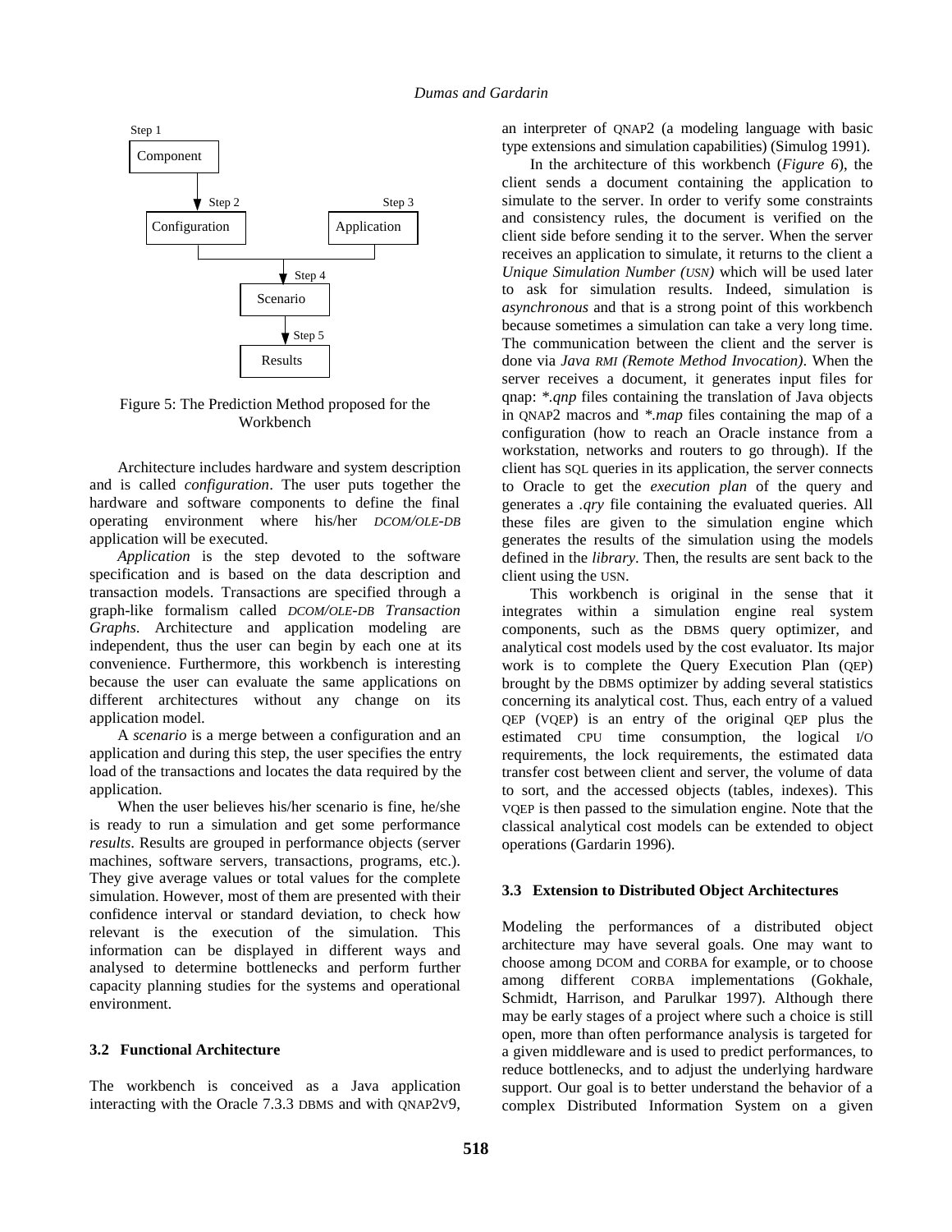Step 1

Component

Step 2 — Configuration

Step 3 — Application

Step 4 — Scenario

Step 5 — Results

Figure 5: The Prediction Method proposed for the Workbench

Architecture includes hardware and system description and is called *configuration*. The user puts together the hardware and software components to define the final operating environment where his/her *DCOM/OLE-DB* application will be executed.

*Application* is the step devoted to the software specification and is based on the data description and transaction models. Transactions are specified through a graph-like formalism called *DCOM/OLE-DB Transaction Graphs*. Architecture and application modeling are independent, thus the user can begin by each one at its convenience. Furthermore, this workbench is interesting because the user can evaluate the same applications on different architectures without any change on its application model.

A *scenario* is a merge between a configuration and an application and during this step, the user specifies the entry load of the transactions and locates the data required by the application.

When the user believes his/her scenario is fine, he/she is ready to run a simulation and get some performance *results*. Results are grouped in performance objects (server machines, software servers, transactions, programs, etc.). They give average values or total values for the complete simulation. However, most of them are presented with their confidence interval or standard deviation, to check how relevant is the execution of the simulation. This information can be displayed in different ways and analysed to determine bottlenecks and perform further capacity planning studies for the systems and operational environment.

### 3.2 Functional Architecture

The workbench is conceived as a Java application interacting with the Oracle 7.3.3 DBMS and with QNAP2V9, an interpreter of QNAP2 (a modeling language with basic type extensions and simulation capabilities) (Simulog 1991).

In the architecture of this workbench (*Figure 6*), the client sends a document containing the application to simulate to the server. In order to verify some constraints and consistency rules, the document is verified on the client side before sending it to the server. When the server receives an application to simulate, it returns to the client a *Unique Simulation Number (USN)* which will be used later to ask for simulation results. Indeed, simulation is *asynchronous* and that is a strong point of this workbench because sometimes a simulation can take a very long time. The communication between the client and the server is done via *Java RMI (Remote Method Invocation)*. When the server receives a document, it generates input files for qnap: *\*.qnp* files containing the translation of Java objects in QNAP2 macros and *\*.map* files containing the map of a configuration (how to reach an Oracle instance from a workstation, networks and routers to go through). If the client has SQL queries in its application, the server connects to Oracle to get the *execution plan* of the query and generates a *.qry* file containing the evaluated queries. All these files are given to the simulation engine which generates the results of the simulation using the models defined in the *library*. Then, the results are sent back to the client using the USN.

This workbench is original in the sense that it integrates within a simulation engine real system components, such as the DBMS query optimizer, and analytical cost models used by the cost evaluator. Its major work is to complete the Query Execution Plan (QEP) brought by the DBMS optimizer by adding several statistics concerning its analytical cost. Thus, each entry of a valued QEP (VQEP) is an entry of the original QEP plus the estimated CPU time consumption, the logical I/O requirements, the lock requirements, the estimated data transfer cost between client and server, the volume of data to sort, and the accessed objects (tables, indexes). This VQEP is then passed to the simulation engine. Note that the classical analytical cost models can be extended to object operations (Gardarin 1996).

### 3.3 Extension to Distributed Object Architectures

Modeling the performances of a distributed object architecture may have several goals. One may want to choose among DCOM and CORBA for example, or to choose among different CORBA implementations (Gokhale, Schmidt, Harrison, and Parulkar 1997). Although there may be early stages of a project where such a choice is still open, more than often performance analysis is targeted for a given middleware and is used to predict performances, to reduce bottlenecks, and to adjust the underlying hardware support. Our goal is to better understand the behavior of a complex Distributed Information System on a given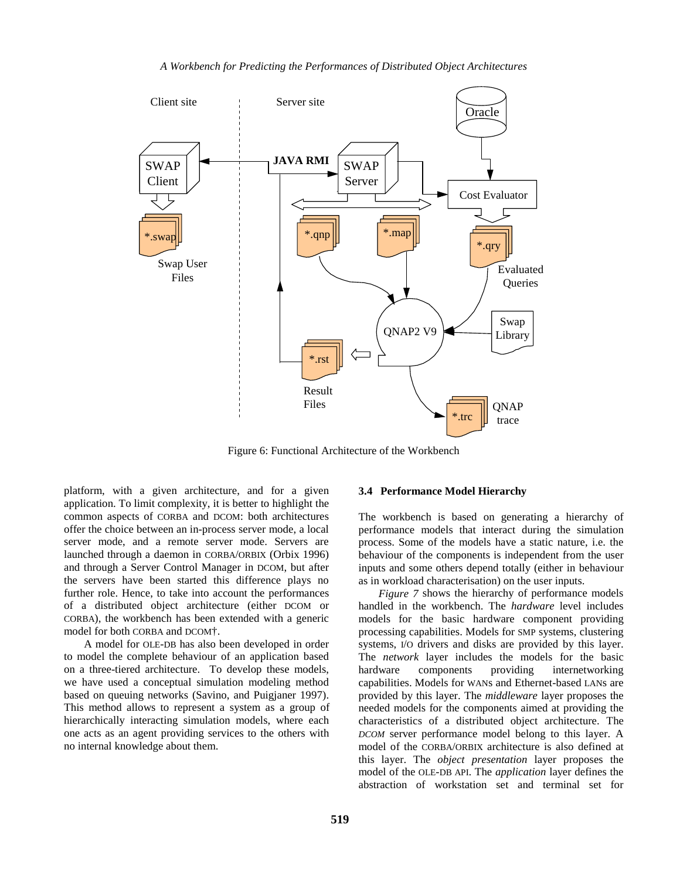Figure 6: Functional Architecture of the Workbench

platform, with a given architecture, and for a given application. To limit complexity, it is better to highlight the common aspects of CORBA and DCOM: both architectures offer the choice between an in-process server mode, a local server mode, and a remote server mode. Servers are launched through a daemon in CORBA/ORBIX (Orbix 1996) and through a Server Control Manager in DCOM, but after the servers have been started this difference plays no further role. Hence, to take into account the performances of a distributed object architecture (either DCOM or CORBA), the workbench has been extended with a generic model for both CORBA and DCOM†.

A model for OLE-DB has also been developed in order to model the complete behaviour of an application based on a three-tiered architecture. To develop these models, we have used a conceptual simulation modeling method based on queuing networks (Savino, and Puigjaner 1997). This method allows to represent a system as a group of hierarchically interacting simulation models, where each one acts as an agent providing services to the others with no internal knowledge about them.

### 3.4 Performance Model Hierarchy

The workbench is based on generating a hierarchy of performance models that interact during the simulation process. Some of the models have a static nature, i.e. the behaviour of the components is independent from the user inputs and some others depend totally (either in behaviour as in workload characterisation) on the user inputs.

*Figure 7* shows the hierarchy of performance models handled in the workbench. The *hardware* level includes models for the basic hardware component providing processing capabilities. Models for SMP systems, clustering systems, I/O drivers and disks are provided by this layer. The *network* layer includes the models for the basic hardware components providing internetworking capabilities. Models for WANs and Ethernet-based LANs are provided by this layer. The *middleware* layer proposes the needed models for the components aimed at providing the characteristics of a distributed object architecture. The *DCOM* server performance model belong to this layer. A model of the CORBA/ORBIX architecture is also defined at this layer. The *object presentation* layer proposes the model of the OLE-DB API. The *application* layer defines the abstraction of workstation set and terminal set for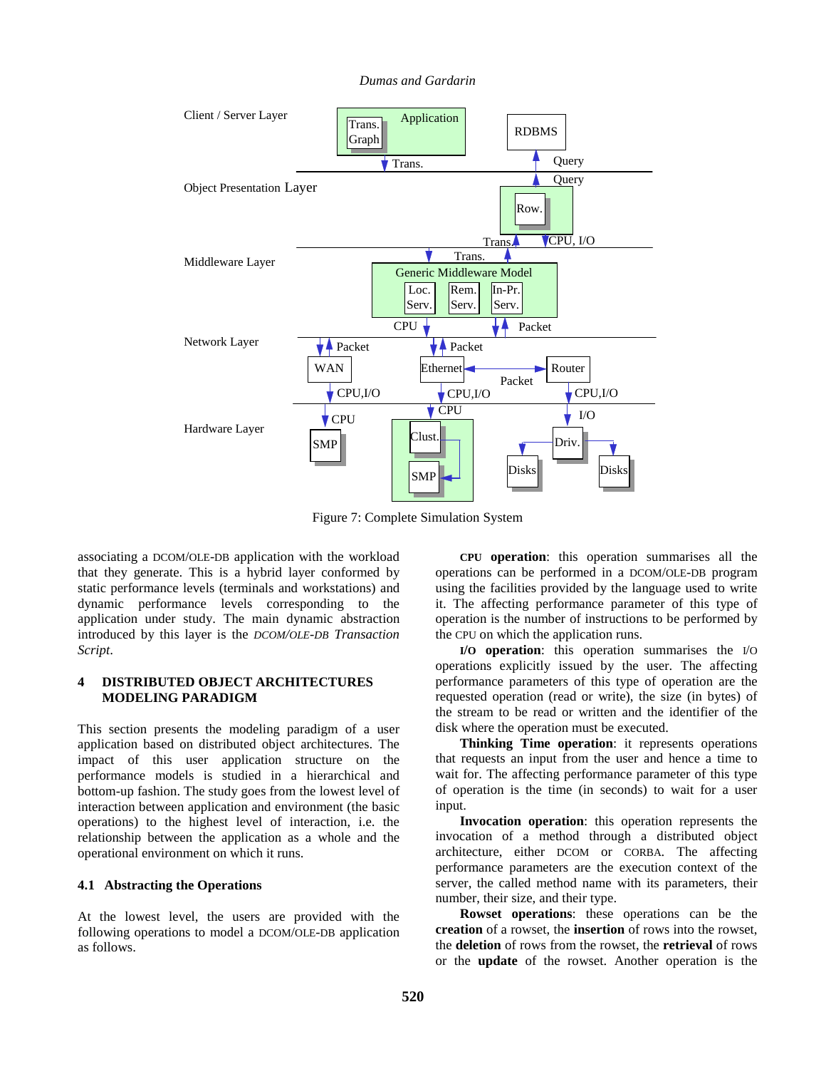Figure 7: Complete Simulation System

associating a DCOM/OLE-DB application with the workload that they generate. This is a hybrid layer conformed by static performance levels (terminals and workstations) and dynamic performance levels corresponding to the application under study. The main dynamic abstraction introduced by this layer is the *DCOM/OLE-DB Transaction Script*.

## 4 DISTRIBUTED OBJECT ARCHITECTURES MODELING PARADIGM

This section presents the modeling paradigm of a user application based on distributed object architectures. The impact of this user application structure on the performance models is studied in a hierarchical and bottom-up fashion. The study goes from the lowest level of interaction between application and environment (the basic operations) to the highest level of interaction, i.e. the relationship between the application as a whole and the operational environment on which it runs.

### 4.1 Abstracting the Operations

At the lowest level, the users are provided with the following operations to model a DCOM/OLE-DB application as follows.

**CPU operation**: this operation summarises all the operations can be performed in a DCOM/OLE-DB program using the facilities provided by the language used to write it. The affecting performance parameter of this type of operation is the number of instructions to be performed by the CPU on which the application runs.

**I/O operation**: this operation summarises the I/O operations explicitly issued by the user. The affecting performance parameters of this type of operation are the requested operation (read or write), the size (in bytes) of the stream to be read or written and the identifier of the disk where the operation must be executed.

**Thinking Time operation**: it represents operations that requests an input from the user and hence a time to wait for. The affecting performance parameter of this type of operation is the time (in seconds) to wait for a user input.

**Invocation operation**: this operation represents the invocation of a method through a distributed object architecture, either DCOM or CORBA. The affecting performance parameters are the execution context of the server, the called method name with its parameters, their number, their size, and their type.

**Rowset operations**: these operations can be the **creation** of a rowset, the **insertion** of rows into the rowset, the **deletion** of rows from the rowset, the **retrieval** of rows or the **update** of the rowset. Another operation is the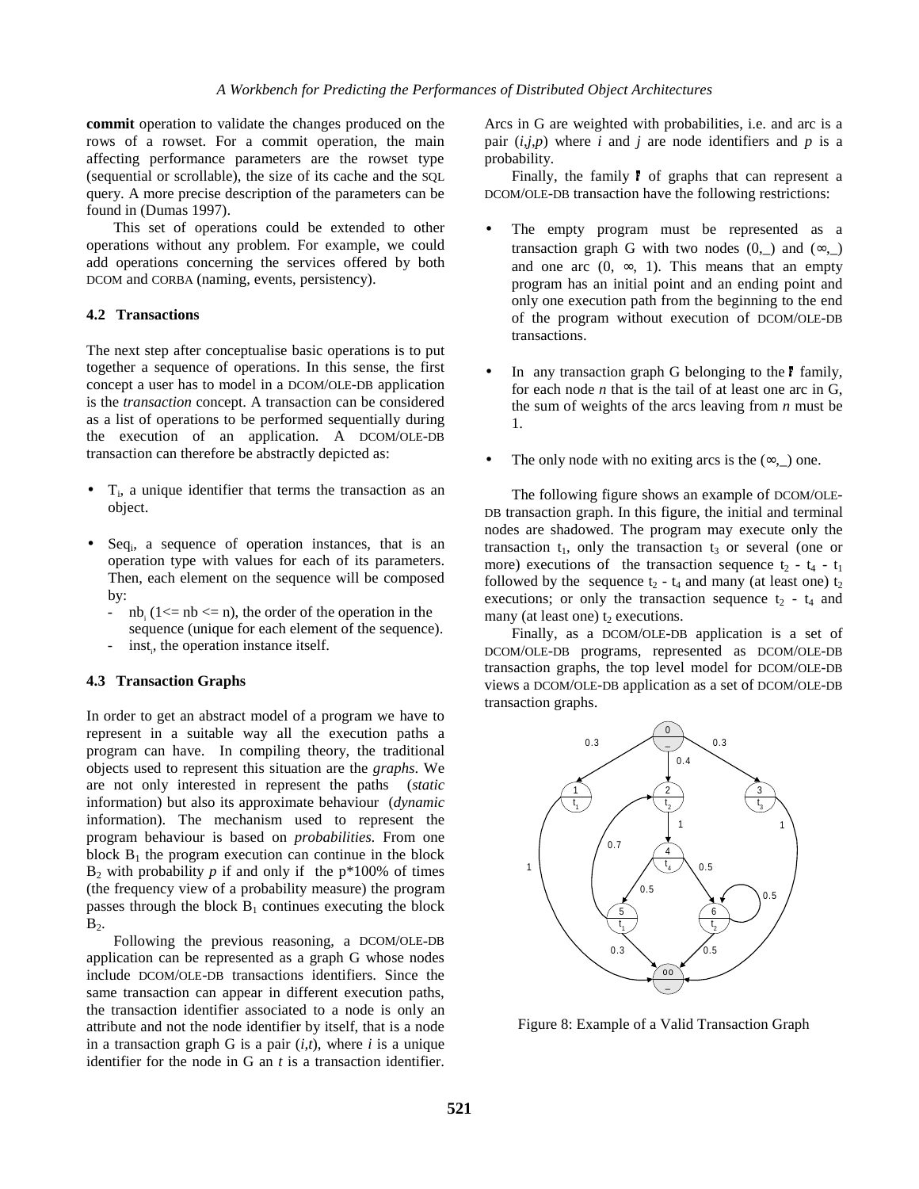**commit** operation to validate the changes produced on the rows of a rowset. For a commit operation, the main affecting performance parameters are the rowset type (sequential or scrollable), the size of its cache and the SQL query. A more precise description of the parameters can be found in (Dumas 1997).

This set of operations could be extended to other operations without any problem. For example, we could add operations concerning the services offered by both DCOM and CORBA (naming, events, persistency).

### 4.2 Transactions

The next step after conceptualise basic operations is to put together a sequence of operations. In this sense, the first concept a user has to model in a DCOM/OLE-DB application is the *transaction* concept. A transaction can be considered as a list of operations to be performed sequentially during the execution of an application. A DCOM/OLE-DB transaction can therefore be abstractly depicted as:

- $T_i$, a unique identifier that terms the transaction as an object.
- $Seq_i$, a sequence of operation instances, that is an operation type with values for each of its parameters. Then, each element on the sequence will be composed by:
  - $nb_i$ ($1 <= nb <= n$), the order of the operation in the sequence (unique for each element of the sequence).
  - $inst_i$, the operation instance itself.

### 4.3 Transaction Graphs

In order to get an abstract model of a program we have to represent in a suitable way all the execution paths a program can have. In compiling theory, the traditional objects used to represent this situation are the *graphs*. We are not only interested in represent the paths (*static* information) but also its approximate behaviour (*dynamic* information). The mechanism used to represent the program behaviour is based on *probabilities.* From one block $B_1$ the program execution can continue in the block $B_2$ with probability $p$ if and only if the p*100% of times (the frequency view of a probability measure) the program passes through the block $B_1$ continues executing the block $B_2$.

Following the previous reasoning, a DCOM/OLE-DB application can be represented as a graph G whose nodes include DCOM/OLE-DB transactions identifiers. Since the same transaction can appear in different execution paths, the transaction identifier associated to a node is only an attribute and not the node identifier by itself, that is a node in a transaction graph G is a pair ($i$,$t$), where $i$ is a unique identifier for the node in G an $t$ is a transaction identifier. Arcs in G are weighted with probabilities, i.e. and arc is a pair ($i$,$j$,$p$) where $i$ and $j$ are node identifiers and $p$ is a probability.

Finally, the family $\Gamma$ of graphs that can represent a DCOM/OLE-DB transaction have the following restrictions:

- The empty program must be represented as a transaction graph G with two nodes (0,_) and (∞,_) and one arc (0, ∞, 1). This means that an empty program has an initial point and an ending point and only one execution path from the beginning to the end of the program without execution of DCOM/OLE-DB transactions.
- In any transaction graph G belonging to the $\Gamma$ family, for each node $n$ that is the tail of at least one arc in G, the sum of weights of the arcs leaving from $n$ must be 1.
- The only node with no exiting arcs is the (∞,_) one.

The following figure shows an example of DCOM/OLE-DB transaction graph. In this figure, the initial and terminal nodes are shadowed. The program may execute only the transaction $t_1$, only the transaction $t_3$ or several (one or more) executions of the transaction sequence $t_2$ - $t_4$ - $t_1$ followed by the sequence $t_2$ - $t_4$ and many (at least one) $t_2$ executions; or only the transaction sequence $t_2$ - $t_4$ and many (at least one) $t_2$ executions.

Finally, as a DCOM/OLE-DB application is a set of DCOM/OLE-DB programs, represented as DCOM/OLE-DB transaction graphs, the top level model for DCOM/OLE-DB views a DCOM/OLE-DB application as a set of DCOM/OLE-DB transaction graphs.

Figure 8: Example of a Valid Transaction Graph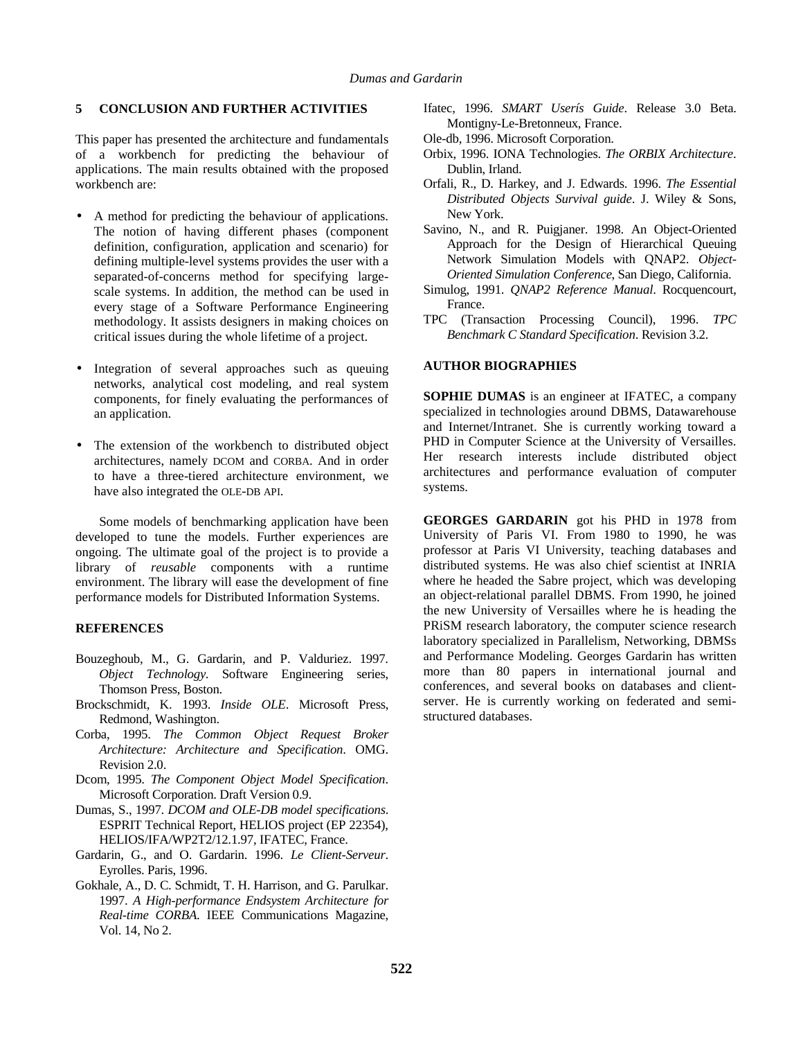## 5 CONCLUSION AND FURTHER ACTIVITIES

This paper has presented the architecture and fundamentals of a workbench for predicting the behaviour of applications. The main results obtained with the proposed workbench are:

- A method for predicting the behaviour of applications. The notion of having different phases (component definition, configuration, application and scenario) for defining multiple-level systems provides the user with a separated-of-concerns method for specifying large-scale systems. In addition, the method can be used in every stage of a Software Performance Engineering methodology. It assists designers in making choices on critical issues during the whole lifetime of a project.

- Integration of several approaches such as queuing networks, analytical cost modeling, and real system components, for finely evaluating the performances of an application.

- The extension of the workbench to distributed object architectures, namely DCOM and CORBA. And in order to have a three-tiered architecture environment, we have also integrated the OLE-DB API.

Some models of benchmarking application have been developed to tune the models. Further experiences are ongoing. The ultimate goal of the project is to provide a library of *reusable* components with a runtime environment. The library will ease the development of fine performance models for Distributed Information Systems.

## REFERENCES

Bouzeghoub, M., G. Gardarin, and P. Valduriez. 1997. *Object Technology.* Software Engineering series, Thomson Press, Boston.

Brockschmidt, K. 1993. *Inside OLE*. Microsoft Press, Redmond, Washington.

Corba, 1995. *The Common Object Request Broker Architecture: Architecture and Specification*. OMG. Revision 2.0.

Dcom, 1995. *The Component Object Model Specification*. Microsoft Corporation. Draft Version 0.9.

Dumas, S., 1997. *DCOM and OLE-DB model specifications*. ESPRIT Technical Report, HELIOS project (EP 22354), HELIOS/IFA/WP2T2/12.1.97, IFATEC, France.

Gardarin, G., and O. Gardarin. 1996. *Le Client-Serveur*. Eyrolles. Paris, 1996.

Gokhale, A., D. C. Schmidt, T. H. Harrison, and G. Parulkar. 1997. *A High-performance Endsystem Architecture for Real-time CORBA.* IEEE Communications Magazine, Vol. 14, No 2.

Ifatec, 1996. *SMART Userís Guide*. Release 3.0 Beta. Montigny-Le-Bretonneux, France.

Ole-db, 1996. Microsoft Corporation.

Orbix, 1996. IONA Technologies. *The ORBIX Architecture*. Dublin, Irland.

Orfali, R., D. Harkey, and J. Edwards. 1996. *The Essential Distributed Objects Survival guide*. J. Wiley & Sons, New York.

Savino, N., and R. Puigjaner. 1998. An Object-Oriented Approach for the Design of Hierarchical Queuing Network Simulation Models with QNAP2. *Object-Oriented Simulation Conference*, San Diego, California.

Simulog, 1991. *QNAP2 Reference Manual*. Rocquencourt, France.

TPC (Transaction Processing Council), 1996. *TPC Benchmark C Standard Specification*. Revision 3.2.

## AUTHOR BIOGRAPHIES

**SOPHIE DUMAS** is an engineer at IFATEC, a company specialized in technologies around DBMS, Datawarehouse and Internet/Intranet. She is currently working toward a PHD in Computer Science at the University of Versailles. Her research interests include distributed object architectures and performance evaluation of computer systems.

**GEORGES GARDARIN** got his PHD in 1978 from University of Paris VI. From 1980 to 1990, he was professor at Paris VI University, teaching databases and distributed systems. He was also chief scientist at INRIA where he headed the Sabre project, which was developing an object-relational parallel DBMS. From 1990, he joined the new University of Versailles where he is heading the PRiSM research laboratory, the computer science research laboratory specialized in Parallelism, Networking, DBMSs and Performance Modeling. Georges Gardarin has written more than 80 papers in international journal and conferences, and several books on databases and client-server. He is currently working on federated and semi-structured databases.